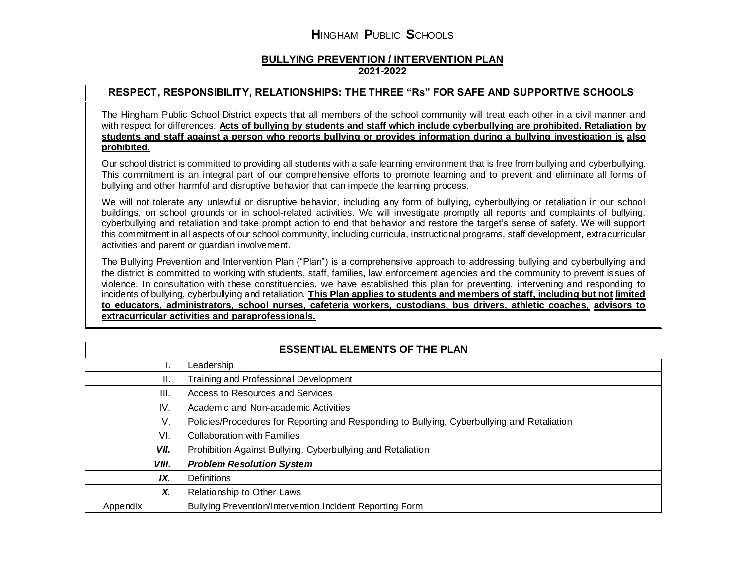# HINGHAM PUBLIC SCHOOLS

## BULLYING PREVENTION / INTERVENTION PLAN
**2021-2022**

### RESPECT, RESPONSIBILITY, RELATIONSHIPS: THE THREE "Rs" FOR SAFE AND SUPPORTIVE SCHOOLS

The Hingham Public School District expects that all members of the school community will treat each other in a civil manner and with respect for differences. **Acts of bullying by students and staff which include cyberbullying are prohibited. Retaliation by students and staff against a person who reports bullying or provides information during a bullying investigation is also prohibited.**

Our school district is committed to providing all students with a safe learning environment that is free from bullying and cyberbullying. This commitment is an integral part of our comprehensive efforts to promote learning and to prevent and eliminate all forms of bullying and other harmful and disruptive behavior that can impede the learning process.

We will not tolerate any unlawful or disruptive behavior, including any form of bullying, cyberbullying or retaliation in our school buildings, on school grounds or in school-related activities. We will investigate promptly all reports and complaints of bullying, cyberbullying and retaliation and take prompt action to end that behavior and restore the target's sense of safety. We will support this commitment in all aspects of our school community, including curricula, instructional programs, staff development, extracurricular activities and parent or guardian involvement.

The Bullying Prevention and Intervention Plan ("Plan") is a comprehensive approach to addressing bullying and cyberbullying and the district is committed to working with students, staff, families, law enforcement agencies and the community to prevent issues of violence. In consultation with these constituencies, we have established this plan for preventing, intervening and responding to incidents of bullying, cyberbullying and retaliation. **This Plan applies to students and members of staff, including but not limited to educators, administrators, school nurses, cafeteria workers, custodians, bus drivers, athletic coaches, advisors to extracurricular activities and paraprofessionals.**

| ESSENTIAL ELEMENTS OF THE PLAN | |
|---|---|
| I. | Leadership |
| II. | Training and Professional Development |
| III. | Access to Resources and Services |
| IV. | Academic and Non-academic Activities |
| V. | Policies/Procedures for Reporting and Responding to Bullying, Cyberbullying and Retaliation |
| VI. | Collaboration with Families |
| ***VII.*** | Prohibition Against Bullying, Cyberbullying and Retaliation |
| ***VIII.*** | ***Problem Resolution System*** |
| ***IX.*** | Definitions |
| ***X.*** | Relationship to Other Laws |
| Appendix | Bullying Prevention/Intervention Incident Reporting Form |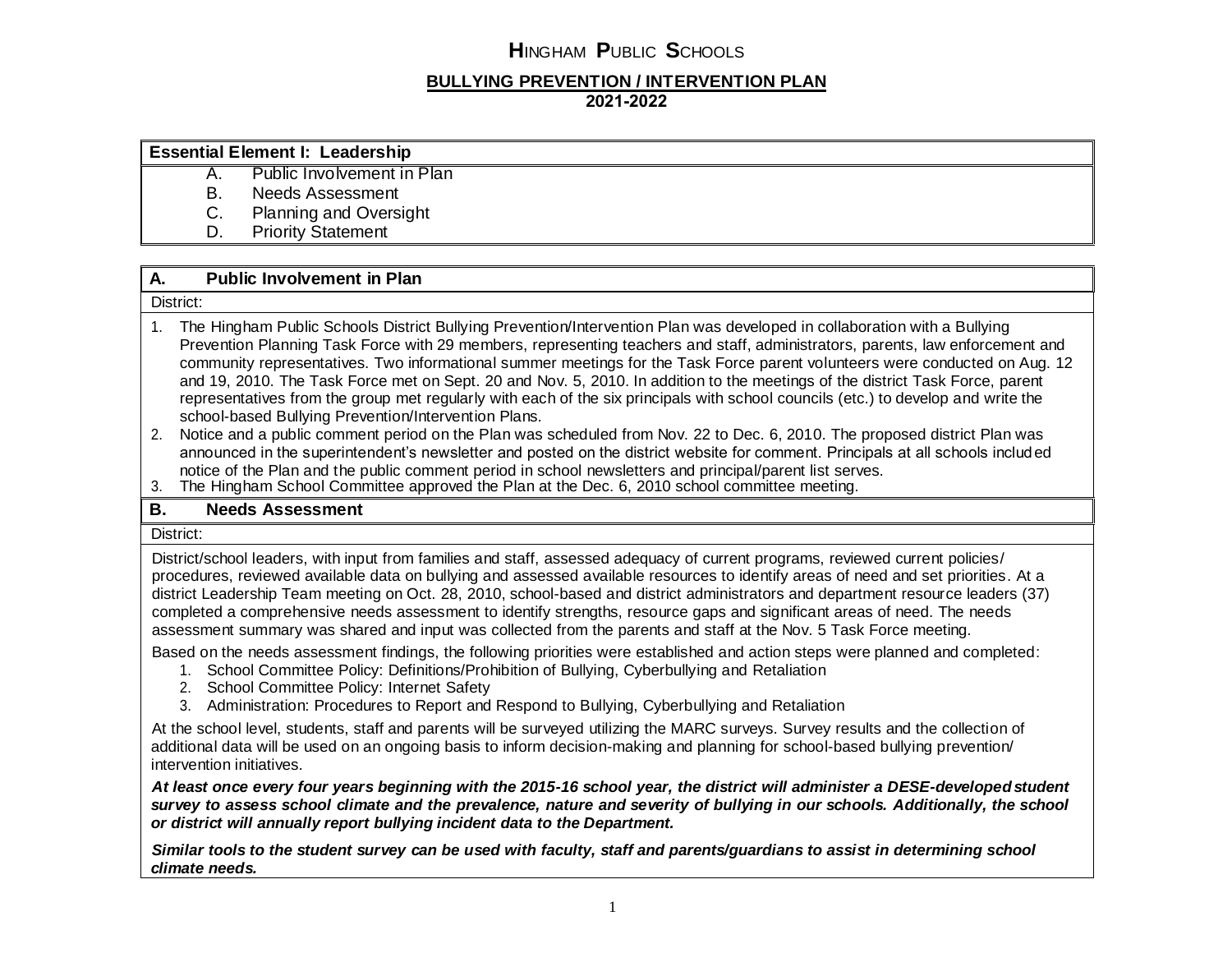# HINGHAM PUBLIC SCHOOLS

## BULLYING PREVENTION / INTERVENTION PLAN

**2021-2022**

### Essential Element I: Leadership

A. Public Involvement in Plan
B. Needs Assessment
C. Planning and Oversight
D. Priority Statement

### A. Public Involvement in Plan

District:

1. The Hingham Public Schools District Bullying Prevention/Intervention Plan was developed in collaboration with a Bullying Prevention Planning Task Force with 29 members, representing teachers and staff, administrators, parents, law enforcement and community representatives. Two informational summer meetings for the Task Force parent volunteers were conducted on Aug. 12 and 19, 2010. The Task Force met on Sept. 20 and Nov. 5, 2010. In addition to the meetings of the district Task Force, parent representatives from the group met regularly with each of the six principals with school councils (etc.) to develop and write the school-based Bullying Prevention/Intervention Plans.
2. Notice and a public comment period on the Plan was scheduled from Nov. 22 to Dec. 6, 2010. The proposed district Plan was announced in the superintendent's newsletter and posted on the district website for comment. Principals at all schools included notice of the Plan and the public comment period in school newsletters and principal/parent list serves.
3. The Hingham School Committee approved the Plan at the Dec. 6, 2010 school committee meeting.

### B. Needs Assessment

District:

District/school leaders, with input from families and staff, assessed adequacy of current programs, reviewed current policies/ procedures, reviewed available data on bullying and assessed available resources to identify areas of need and set priorities. At a district Leadership Team meeting on Oct. 28, 2010, school-based and district administrators and department resource leaders (37) completed a comprehensive needs assessment to identify strengths, resource gaps and significant areas of need. The needs assessment summary was shared and input was collected from the parents and staff at the Nov. 5 Task Force meeting.

Based on the needs assessment findings, the following priorities were established and action steps were planned and completed:

1. School Committee Policy: Definitions/Prohibition of Bullying, Cyberbullying and Retaliation
2. School Committee Policy: Internet Safety
3. Administration: Procedures to Report and Respond to Bullying, Cyberbullying and Retaliation

At the school level, students, staff and parents will be surveyed utilizing the MARC surveys. Survey results and the collection of additional data will be used on an ongoing basis to inform decision-making and planning for school-based bullying prevention/ intervention initiatives.

***At least once every four years beginning with the 2015-16 school year, the district will administer a DESE-developed student survey to assess school climate and the prevalence, nature and severity of bullying in our schools. Additionally, the school or district will annually report bullying incident data to the Department.***

***Similar tools to the student survey can be used with faculty, staff and parents/guardians to assist in determining school climate needs.***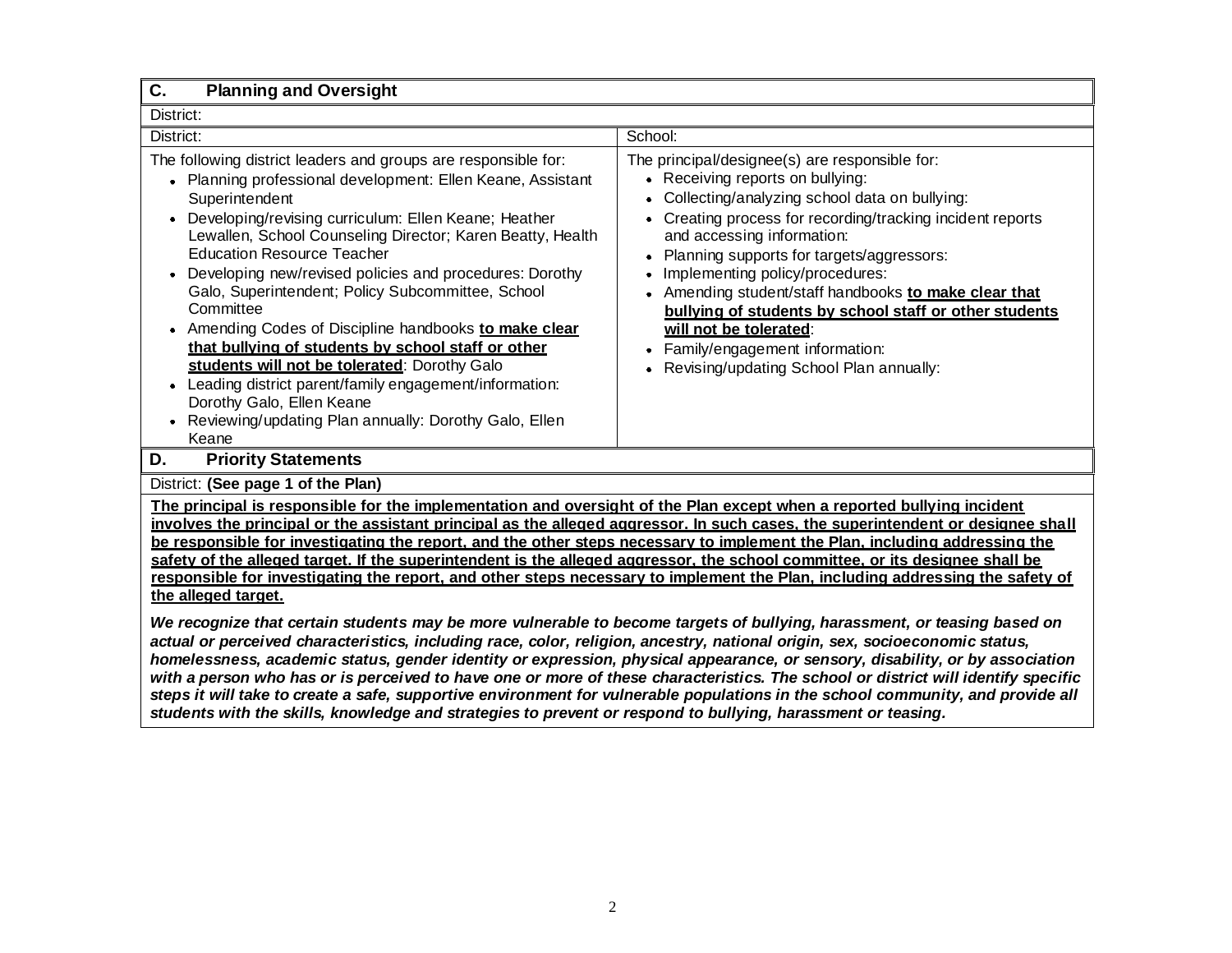## C. Planning and Oversight

District:

| District: | School: |
|---|---|
| The following district leaders and groups are responsible for:<br>• Planning professional development: Ellen Keane, Assistant Superintendent<br>• Developing/revising curriculum: Ellen Keane; Heather Lewallen, School Counseling Director; Karen Beatty, Health Education Resource Teacher<br>• Developing new/revised policies and procedures: Dorothy Galo, Superintendent; Policy Subcommittee, School Committee<br>• Amending Codes of Discipline handbooks **to make clear that bullying of students by school staff or other students will not be tolerated**: Dorothy Galo<br>• Leading district parent/family engagement/information: Dorothy Galo, Ellen Keane<br>• Reviewing/updating Plan annually: Dorothy Galo, Ellen Keane | The principal/designee(s) are responsible for:<br>• Receiving reports on bullying:<br>• Collecting/analyzing school data on bullying:<br>• Creating process for recording/tracking incident reports and accessing information:<br>• Planning supports for targets/aggressors:<br>• Implementing policy/procedures:<br>• Amending student/staff handbooks **to make clear that bullying of students by school staff or other students will not be tolerated**:<br>• Family/engagement information:<br>• Revising/updating School Plan annually: |

## D. Priority Statements

District: **(See page 1 of the Plan)**

**The principal is responsible for the implementation and oversight of the Plan except when a reported bullying incident involves the principal or the assistant principal as the alleged aggressor. In such cases, the superintendent or designee shall be responsible for investigating the report, and the other steps necessary to implement the Plan, including addressing the safety of the alleged target. If the superintendent is the alleged aggressor, the school committee, or its designee shall be responsible for investigating the report, and other steps necessary to implement the Plan, including addressing the safety of the alleged target.**

***We recognize that certain students may be more vulnerable to become targets of bullying, harassment, or teasing based on actual or perceived characteristics, including race, color, religion, ancestry, national origin, sex, socioeconomic status, homelessness, academic status, gender identity or expression, physical appearance, or sensory, disability, or by association with a person who has or is perceived to have one or more of these characteristics. The school or district will identify specific steps it will take to create a safe, supportive environment for vulnerable populations in the school community, and provide all students with the skills, knowledge and strategies to prevent or respond to bullying, harassment or teasing.***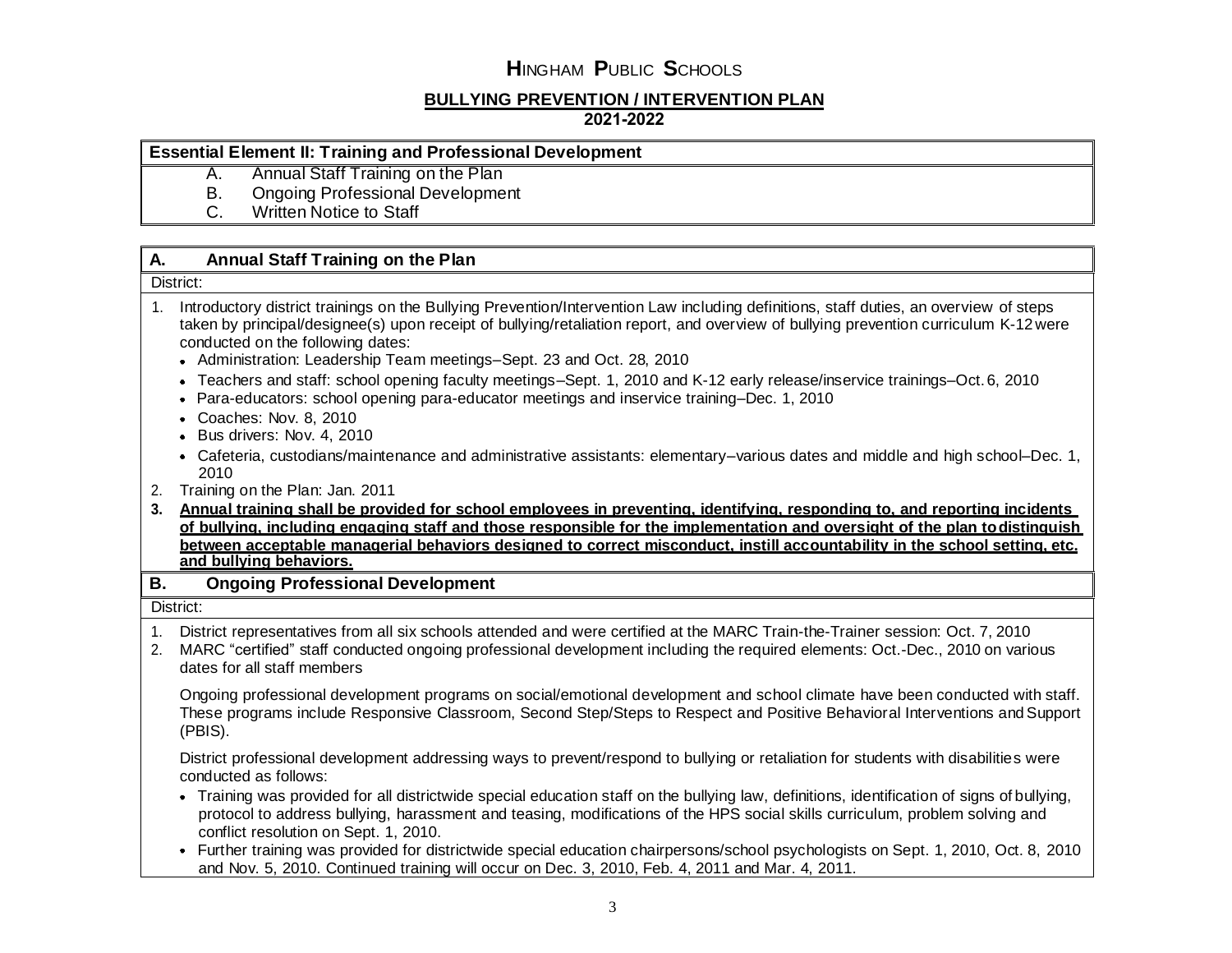# **H**INGHAM **P**UBLIC **S**CHOOLS

## BULLYING PREVENTION / INTERVENTION PLAN

**2021-2022**

**Essential Element II: Training and Professional Development**

A. Annual Staff Training on the Plan
B. Ongoing Professional Development
C. Written Notice to Staff

### A. Annual Staff Training on the Plan

District:

1. Introductory district trainings on the Bullying Prevention/Intervention Law including definitions, staff duties, an overview of steps taken by principal/designee(s) upon receipt of bullying/retaliation report, and overview of bullying prevention curriculum K-12 were conducted on the following dates:
   - Administration: Leadership Team meetings–Sept. 23 and Oct. 28, 2010
   - Teachers and staff: school opening faculty meetings–Sept. 1, 2010 and K-12 early release/inservice trainings–Oct. 6, 2010
   - Para-educators: school opening para-educator meetings and inservice training–Dec. 1, 2010
   - Coaches: Nov. 8, 2010
   - Bus drivers: Nov. 4, 2010
   - Cafeteria, custodians/maintenance and administrative assistants: elementary–various dates and middle and high school–Dec. 1, 2010
2. Training on the Plan: Jan. 2011
3. **Annual training shall be provided for school employees in preventing, identifying, responding to, and reporting incidents of bullying, including engaging staff and those responsible for the implementation and oversight of the plan to distinguish between acceptable managerial behaviors designed to correct misconduct, instill accountability in the school setting, etc. and bullying behaviors.**

### B. Ongoing Professional Development

District:

1. District representatives from all six schools attended and were certified at the MARC Train-the-Trainer session: Oct. 7, 2010
2. MARC "certified" staff conducted ongoing professional development including the required elements: Oct.-Dec., 2010 on various dates for all staff members

   Ongoing professional development programs on social/emotional development and school climate have been conducted with staff. These programs include Responsive Classroom, Second Step/Steps to Respect and Positive Behavioral Interventions and Support (PBIS).

   District professional development addressing ways to prevent/respond to bullying or retaliation for students with disabilities were conducted as follows:

   - Training was provided for all districtwide special education staff on the bullying law, definitions, identification of signs of bullying, protocol to address bullying, harassment and teasing, modifications of the HPS social skills curriculum, problem solving and conflict resolution on Sept. 1, 2010.
   - Further training was provided for districtwide special education chairpersons/school psychologists on Sept. 1, 2010, Oct. 8, 2010 and Nov. 5, 2010. Continued training will occur on Dec. 3, 2010, Feb. 4, 2011 and Mar. 4, 2011.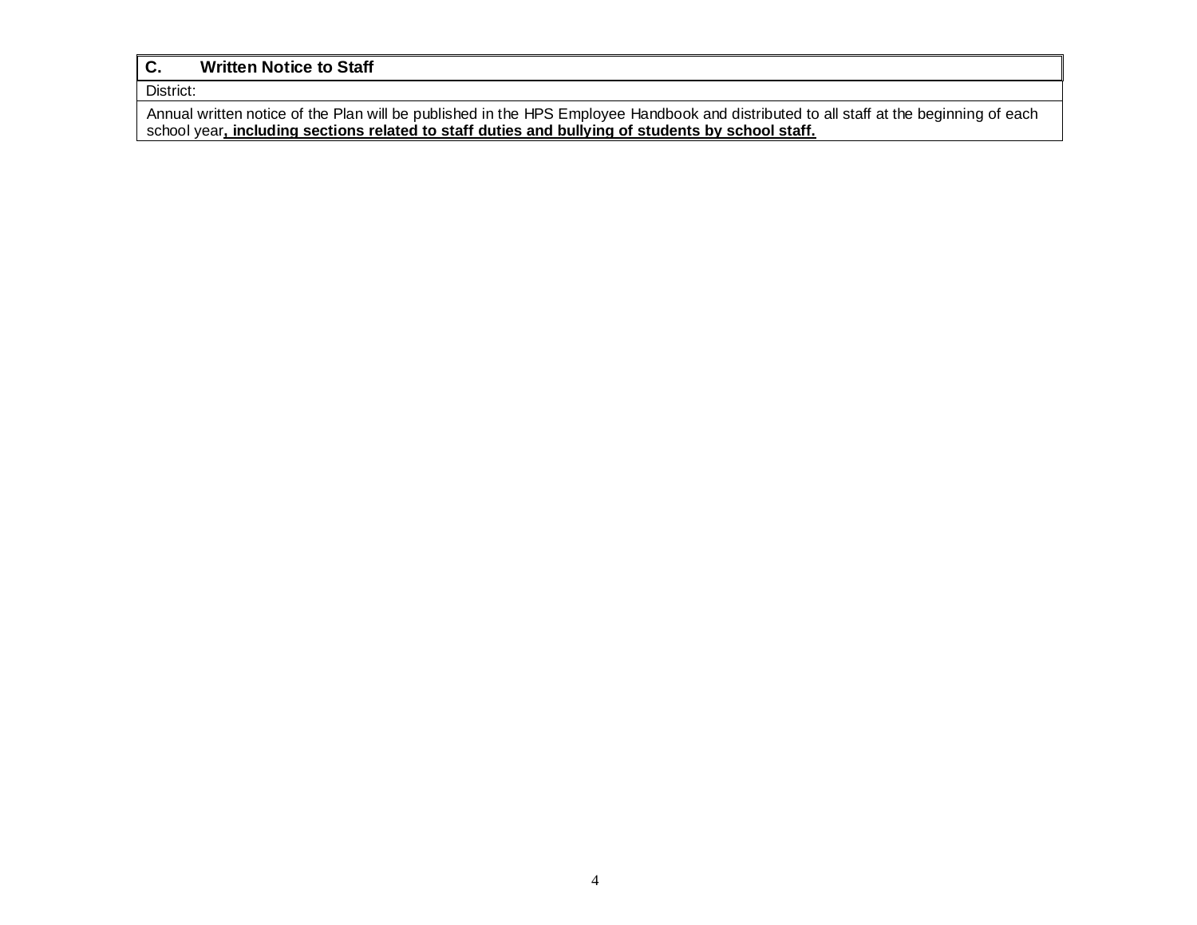| **C. Written Notice to Staff** |
| --- |
| District: |
| Annual written notice of the Plan will be published in the HPS Employee Handbook and distributed to all staff at the beginning of each school year**, including sections related to staff duties and bullying of students by school staff.** |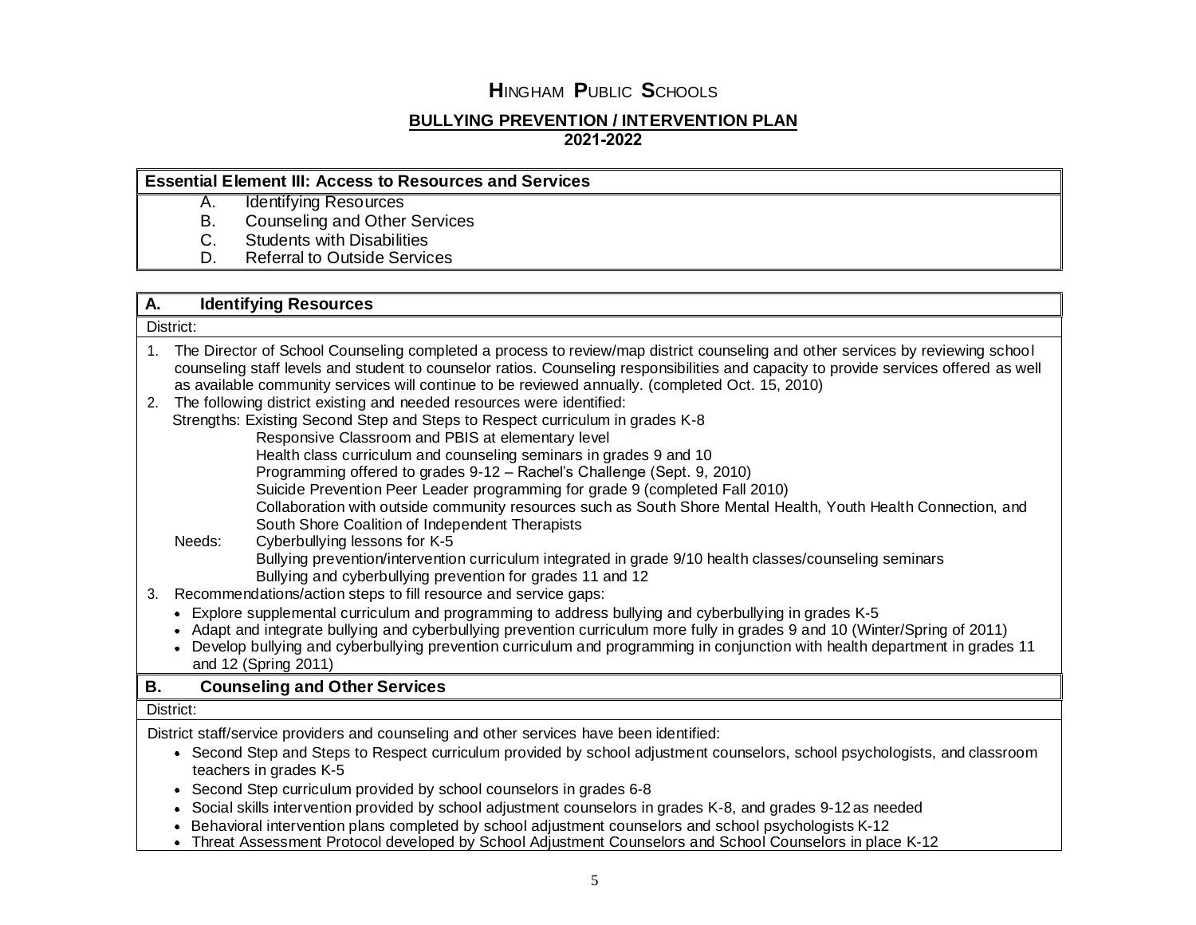# HINGHAM PUBLIC SCHOOLS

## BULLYING PREVENTION / INTERVENTION PLAN

**2021-2022**

**Essential Element III: Access to Resources and Services**

A. Identifying Resources
B. Counseling and Other Services
C. Students with Disabilities
D. Referral to Outside Services

### A. Identifying Resources

District:

1. The Director of School Counseling completed a process to review/map district counseling and other services by reviewing school counseling staff levels and student to counselor ratios. Counseling responsibilities and capacity to provide services offered as well as available community services will continue to be reviewed annually. (completed Oct. 15, 2010)
2. The following district existing and needed resources were identified:

   Strengths: Existing Second Step and Steps to Respect curriculum in grades K-8
   - Responsive Classroom and PBIS at elementary level
   - Health class curriculum and counseling seminars in grades 9 and 10
   - Programming offered to grades 9-12 – Rachel's Challenge (Sept. 9, 2010)
   - Suicide Prevention Peer Leader programming for grade 9 (completed Fall 2010)
   - Collaboration with outside community resources such as South Shore Mental Health, Youth Health Connection, and South Shore Coalition of Independent Therapists

   Needs: Cyberbullying lessons for K-5
   - Bullying prevention/intervention curriculum integrated in grade 9/10 health classes/counseling seminars
   - Bullying and cyberbullying prevention for grades 11 and 12
3. Recommendations/action steps to fill resource and service gaps:
   - Explore supplemental curriculum and programming to address bullying and cyberbullying in grades K-5
   - Adapt and integrate bullying and cyberbullying prevention curriculum more fully in grades 9 and 10 (Winter/Spring of 2011)
   - Develop bullying and cyberbullying prevention curriculum and programming in conjunction with health department in grades 11 and 12 (Spring 2011)

### B. Counseling and Other Services

District:

District staff/service providers and counseling and other services have been identified:

- Second Step and Steps to Respect curriculum provided by school adjustment counselors, school psychologists, and classroom teachers in grades K-5
- Second Step curriculum provided by school counselors in grades 6-8
- Social skills intervention provided by school adjustment counselors in grades K-8, and grades 9-12 as needed
- Behavioral intervention plans completed by school adjustment counselors and school psychologists K-12
- Threat Assessment Protocol developed by School Adjustment Counselors and School Counselors in place K-12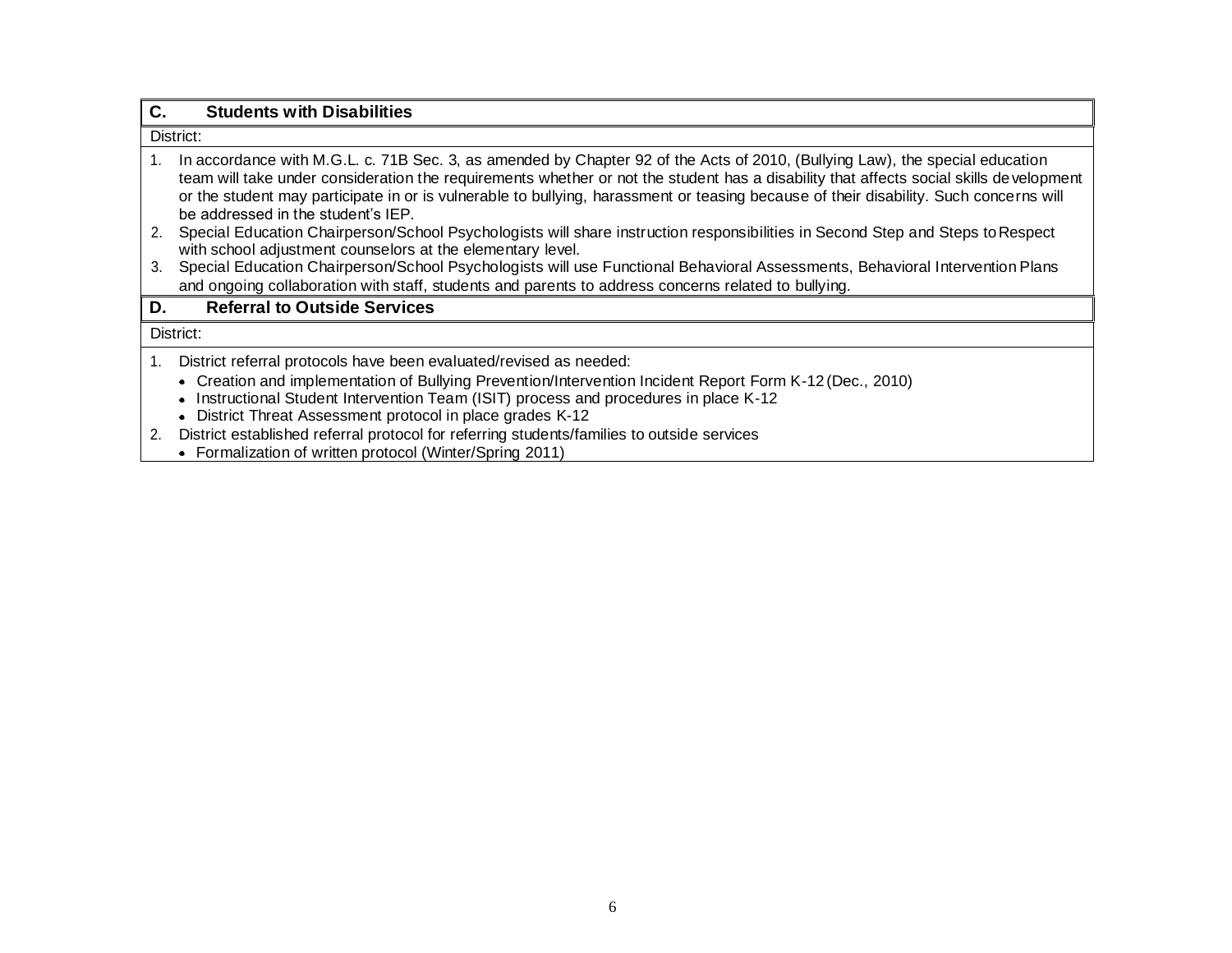## C. Students with Disabilities

District:

1. In accordance with M.G.L. c. 71B Sec. 3, as amended by Chapter 92 of the Acts of 2010, (Bullying Law), the special education team will take under consideration the requirements whether or not the student has a disability that affects social skills development or the student may participate in or is vulnerable to bullying, harassment or teasing because of their disability. Such concerns will be addressed in the student's IEP.
2. Special Education Chairperson/School Psychologists will share instruction responsibilities in Second Step and Steps to Respect with school adjustment counselors at the elementary level.
3. Special Education Chairperson/School Psychologists will use Functional Behavioral Assessments, Behavioral Intervention Plans and ongoing collaboration with staff, students and parents to address concerns related to bullying.

## D. Referral to Outside Services

District:

1. District referral protocols have been evaluated/revised as needed:
   - Creation and implementation of Bullying Prevention/Intervention Incident Report Form K-12 (Dec., 2010)
   - Instructional Student Intervention Team (ISIT) process and procedures in place K-12
   - District Threat Assessment protocol in place grades K-12
2. District established referral protocol for referring students/families to outside services
   - Formalization of written protocol (Winter/Spring 2011)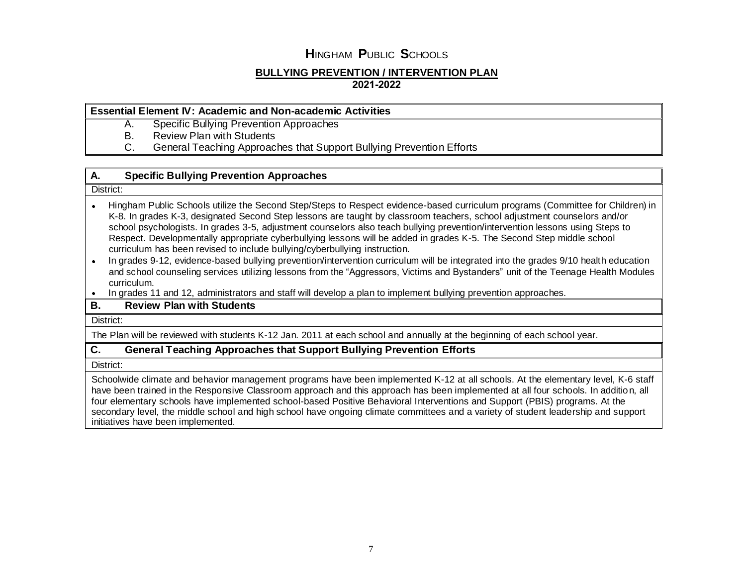# HINGHAM PUBLIC SCHOOLS

## BULLYING PREVENTION / INTERVENTION PLAN

**2021-2022**

**Essential Element IV: Academic and Non-academic Activities**

A. Specific Bullying Prevention Approaches
B. Review Plan with Students
C. General Teaching Approaches that Support Bullying Prevention Efforts

### A. Specific Bullying Prevention Approaches

District:

- Hingham Public Schools utilize the Second Step/Steps to Respect evidence-based curriculum programs (Committee for Children) in K-8. In grades K-3, designated Second Step lessons are taught by classroom teachers, school adjustment counselors and/or school psychologists. In grades 3-5, adjustment counselors also teach bullying prevention/intervention lessons using Steps to Respect. Developmentally appropriate cyberbullying lessons will be added in grades K-5. The Second Step middle school curriculum has been revised to include bullying/cyberbullying instruction.
- In grades 9-12, evidence-based bullying prevention/intervention curriculum will be integrated into the grades 9/10 health education and school counseling services utilizing lessons from the "Aggressors, Victims and Bystanders" unit of the Teenage Health Modules curriculum.
- In grades 11 and 12, administrators and staff will develop a plan to implement bullying prevention approaches.

### B. Review Plan with Students

District:

The Plan will be reviewed with students K-12 Jan. 2011 at each school and annually at the beginning of each school year.

### C. General Teaching Approaches that Support Bullying Prevention Efforts

District:

Schoolwide climate and behavior management programs have been implemented K-12 at all schools. At the elementary level, K-6 staff have been trained in the Responsive Classroom approach and this approach has been implemented at all four schools. In addition, all four elementary schools have implemented school-based Positive Behavioral Interventions and Support (PBIS) programs. At the secondary level, the middle school and high school have ongoing climate committees and a variety of student leadership and support initiatives have been implemented.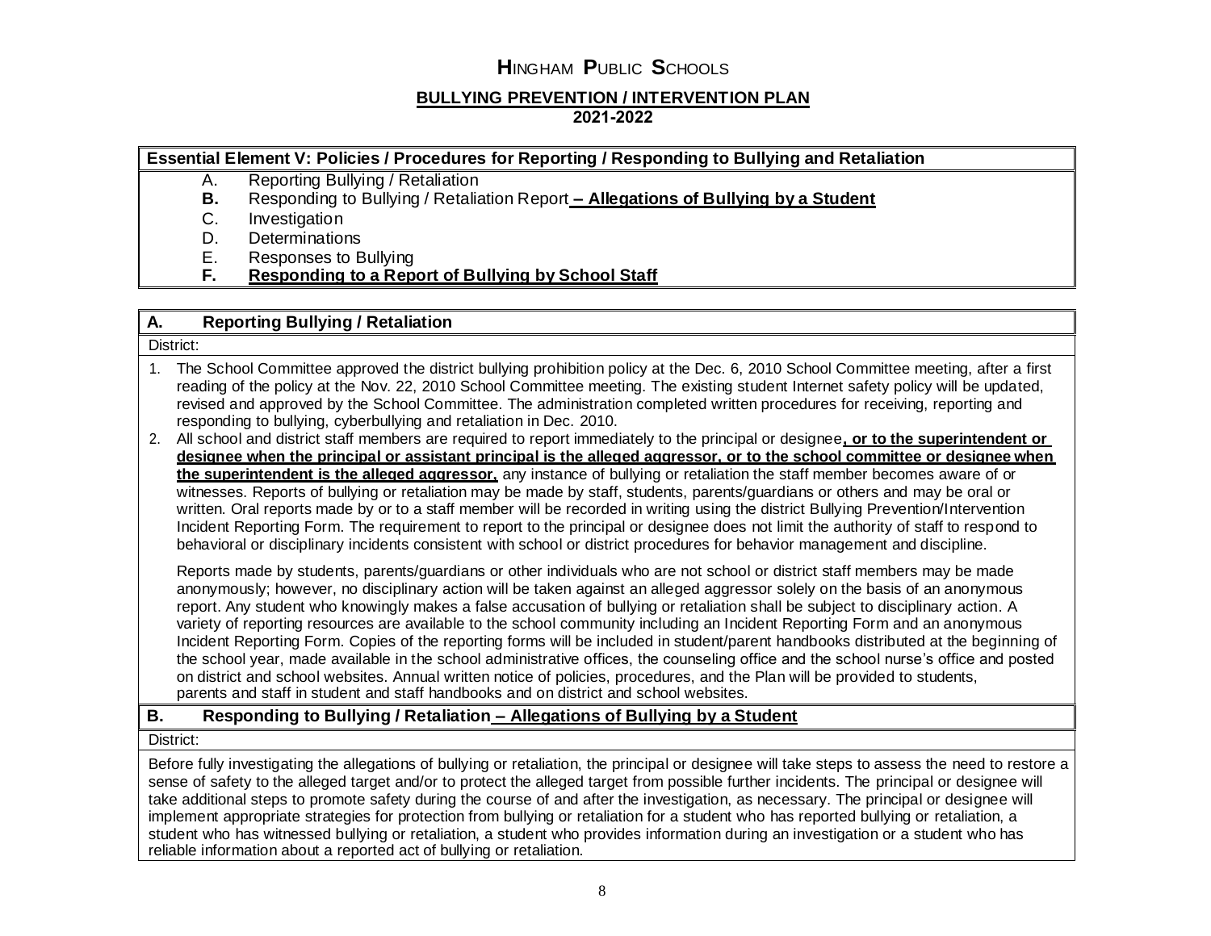# HINGHAM PUBLIC SCHOOLS

## BULLYING PREVENTION / INTERVENTION PLAN

**2021-2022**

**Essential Element V: Policies / Procedures for Reporting / Responding to Bullying and Retaliation**

- A. Reporting Bullying / Retaliation
- **B.** Responding to Bullying / Retaliation Report **– Allegations of Bullying by a Student**
- C. Investigation
- D. Determinations
- E. Responses to Bullying
- **F. Responding to a Report of Bullying by School Staff**

### A. Reporting Bullying / Retaliation

District:

1. The School Committee approved the district bullying prohibition policy at the Dec. 6, 2010 School Committee meeting, after a first reading of the policy at the Nov. 22, 2010 School Committee meeting. The existing student Internet safety policy will be updated, revised and approved by the School Committee. The administration completed written procedures for receiving, reporting and responding to bullying, cyberbullying and retaliation in Dec. 2010.
2. All school and district staff members are required to report immediately to the principal or designee**, or to the superintendent or designee when the principal or assistant principal is the alleged aggressor, or to the school committee or designee when the superintendent is the alleged aggressor,** any instance of bullying or retaliation the staff member becomes aware of or witnesses. Reports of bullying or retaliation may be made by staff, students, parents/guardians or others and may be oral or written. Oral reports made by or to a staff member will be recorded in writing using the district Bullying Prevention/Intervention Incident Reporting Form. The requirement to report to the principal or designee does not limit the authority of staff to respond to behavioral or disciplinary incidents consistent with school or district procedures for behavior management and discipline.

   Reports made by students, parents/guardians or other individuals who are not school or district staff members may be made anonymously; however, no disciplinary action will be taken against an alleged aggressor solely on the basis of an anonymous report. Any student who knowingly makes a false accusation of bullying or retaliation shall be subject to disciplinary action. A variety of reporting resources are available to the school community including an Incident Reporting Form and an anonymous Incident Reporting Form. Copies of the reporting forms will be included in student/parent handbooks distributed at the beginning of the school year, made available in the school administrative offices, the counseling office and the school nurse's office and posted on district and school websites. Annual written notice of policies, procedures, and the Plan will be provided to students, parents and staff in student and staff handbooks and on district and school websites.

### B. Responding to Bullying / Retaliation – Allegations of Bullying by a Student

District:

Before fully investigating the allegations of bullying or retaliation, the principal or designee will take steps to assess the need to restore a sense of safety to the alleged target and/or to protect the alleged target from possible further incidents. The principal or designee will take additional steps to promote safety during the course of and after the investigation, as necessary. The principal or designee will implement appropriate strategies for protection from bullying or retaliation for a student who has reported bullying or retaliation, a student who has witnessed bullying or retaliation, a student who provides information during an investigation or a student who has reliable information about a reported act of bullying or retaliation.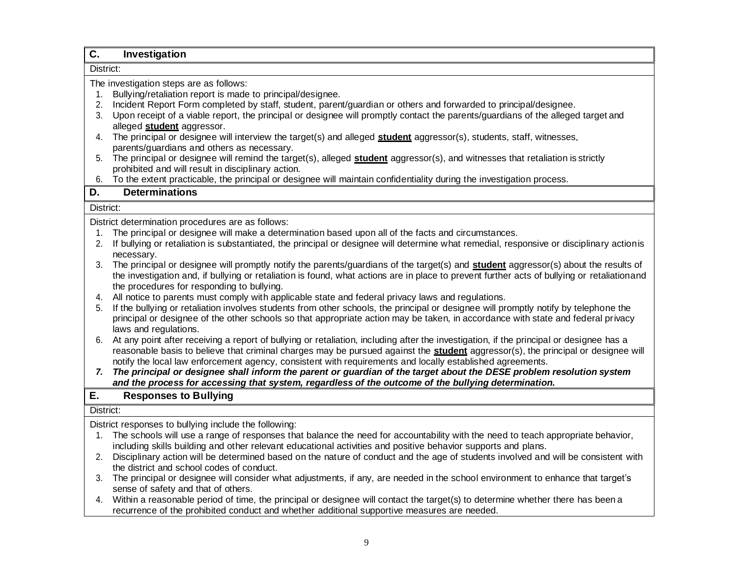## C. Investigation

District:

The investigation steps are as follows:

1. Bullying/retaliation report is made to principal/designee.
2. Incident Report Form completed by staff, student, parent/guardian or others and forwarded to principal/designee.
3. Upon receipt of a viable report, the principal or designee will promptly contact the parents/guardians of the alleged target and alleged **student** aggressor.
4. The principal or designee will interview the target(s) and alleged **student** aggressor(s), students, staff, witnesses, parents/guardians and others as necessary.
5. The principal or designee will remind the target(s), alleged **student** aggressor(s), and witnesses that retaliation is strictly prohibited and will result in disciplinary action.
6. To the extent practicable, the principal or designee will maintain confidentiality during the investigation process.

## D. Determinations

District:

District determination procedures are as follows:

1. The principal or designee will make a determination based upon all of the facts and circumstances.
2. If bullying or retaliation is substantiated, the principal or designee will determine what remedial, responsive or disciplinary action is necessary.
3. The principal or designee will promptly notify the parents/guardians of the target(s) and **student** aggressor(s) about the results of the investigation and, if bullying or retaliation is found, what actions are in place to prevent further acts of bullying or retaliation and the procedures for responding to bullying.
4. All notice to parents must comply with applicable state and federal privacy laws and regulations.
5. If the bullying or retaliation involves students from other schools, the principal or designee will promptly notify by telephone the principal or designee of the other schools so that appropriate action may be taken, in accordance with state and federal privacy laws and regulations.
6. At any point after receiving a report of bullying or retaliation, including after the investigation, if the principal or designee has a reasonable basis to believe that criminal charges may be pursued against the **student** aggressor(s), the principal or designee will notify the local law enforcement agency, consistent with requirements and locally established agreements.
7. ***The principal or designee shall inform the parent or guardian of the target about the DESE problem resolution system and the process for accessing that system, regardless of the outcome of the bullying determination.***

## E. Responses to Bullying

District:

District responses to bullying include the following:

1. The schools will use a range of responses that balance the need for accountability with the need to teach appropriate behavior, including skills building and other relevant educational activities and positive behavior supports and plans.
2. Disciplinary action will be determined based on the nature of conduct and the age of students involved and will be consistent with the district and school codes of conduct.
3. The principal or designee will consider what adjustments, if any, are needed in the school environment to enhance that target's sense of safety and that of others.
4. Within a reasonable period of time, the principal or designee will contact the target(s) to determine whether there has been a recurrence of the prohibited conduct and whether additional supportive measures are needed.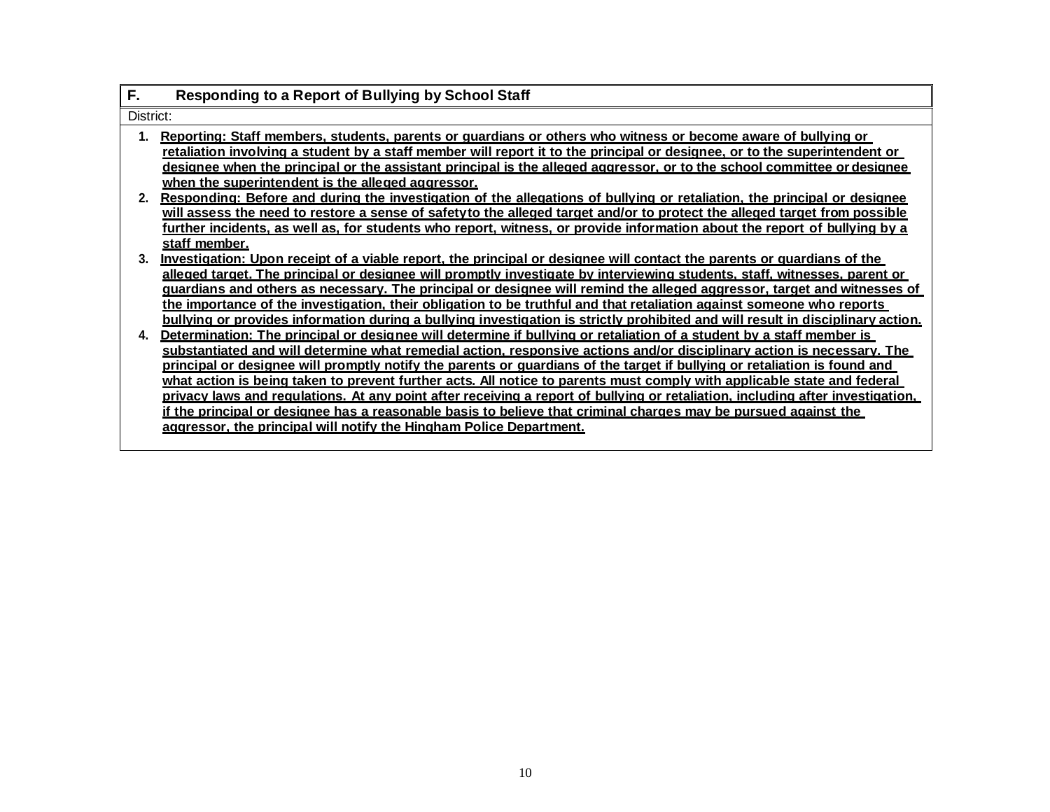## F. Responding to a Report of Bullying by School Staff

District:

1. **Reporting: Staff members, students, parents or guardians or others who witness or become aware of bullying or retaliation involving a student by a staff member will report it to the principal or designee, or to the superintendent or designee when the principal or the assistant principal is the alleged aggressor, or to the school committee or designee when the superintendent is the alleged aggressor.**
2. **Responding: Before and during the investigation of the allegations of bullying or retaliation, the principal or designee will assess the need to restore a sense of safetyto the alleged target and/or to protect the alleged target from possible further incidents, as well as, for students who report, witness, or provide information about the report of bullying by a staff member.**
3. **Investigation: Upon receipt of a viable report, the principal or designee will contact the parents or guardians of the alleged target. The principal or designee will promptly investigate by interviewing students, staff, witnesses, parent or guardians and others as necessary. The principal or designee will remind the alleged aggressor, target and witnesses of the importance of the investigation, their obligation to be truthful and that retaliation against someone who reports bullying or provides information during a bullying investigation is strictly prohibited and will result in disciplinary action.**
4. **Determination: The principal or designee will determine if bullying or retaliation of a student by a staff member is substantiated and will determine what remedial action, responsive actions and/or disciplinary action is necessary. The principal or designee will promptly notify the parents or guardians of the target if bullying or retaliation is found and what action is being taken to prevent further acts. All notice to parents must comply with applicable state and federal privacy laws and regulations. At any point after receiving a report of bullying or retaliation, including after investigation, if the principal or designee has a reasonable basis to believe that criminal charges may be pursued against the aggressor, the principal will notify the Hingham Police Department.**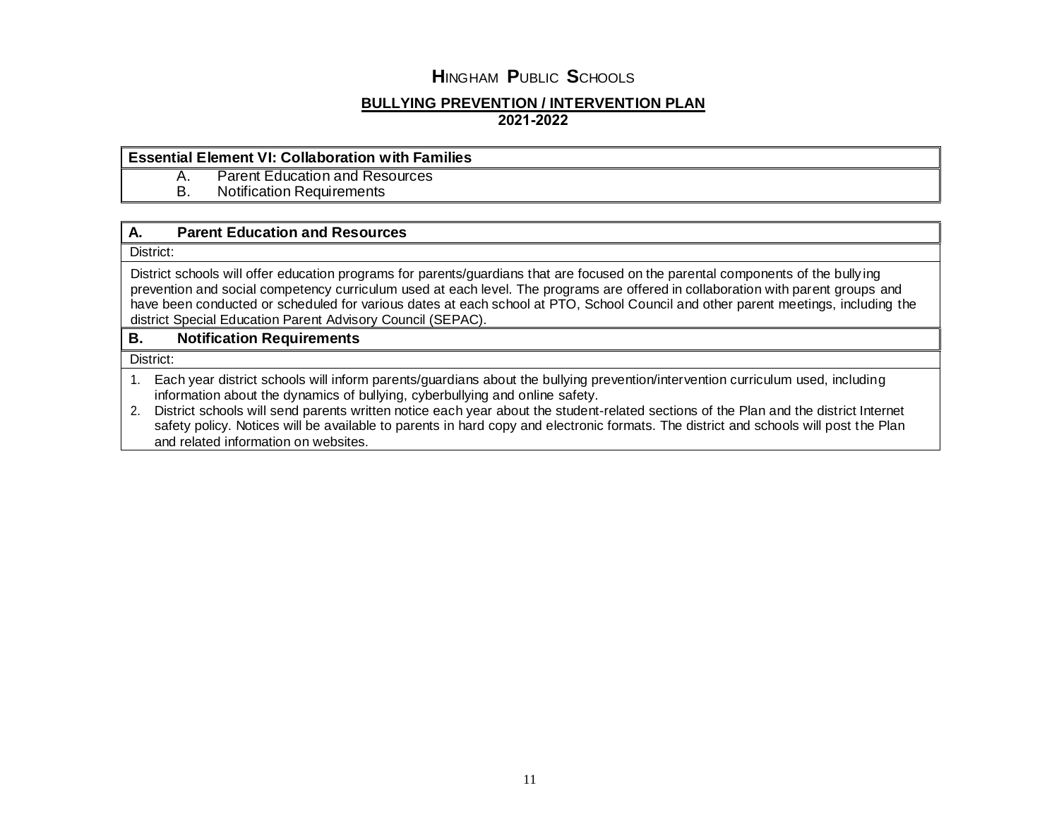# HINGHAM PUBLIC SCHOOLS

## BULLYING PREVENTION / INTERVENTION PLAN

**2021-2022**

**Essential Element VI: Collaboration with Families**

A. Parent Education and Resources
B. Notification Requirements

### A. Parent Education and Resources

District:

District schools will offer education programs for parents/guardians that are focused on the parental components of the bullying prevention and social competency curriculum used at each level. The programs are offered in collaboration with parent groups and have been conducted or scheduled for various dates at each school at PTO, School Council and other parent meetings, including the district Special Education Parent Advisory Council (SEPAC).

### B. Notification Requirements

District:

1. Each year district schools will inform parents/guardians about the bullying prevention/intervention curriculum used, including information about the dynamics of bullying, cyberbullying and online safety.
2. District schools will send parents written notice each year about the student-related sections of the Plan and the district Internet safety policy. Notices will be available to parents in hard copy and electronic formats. The district and schools will post the Plan and related information on websites.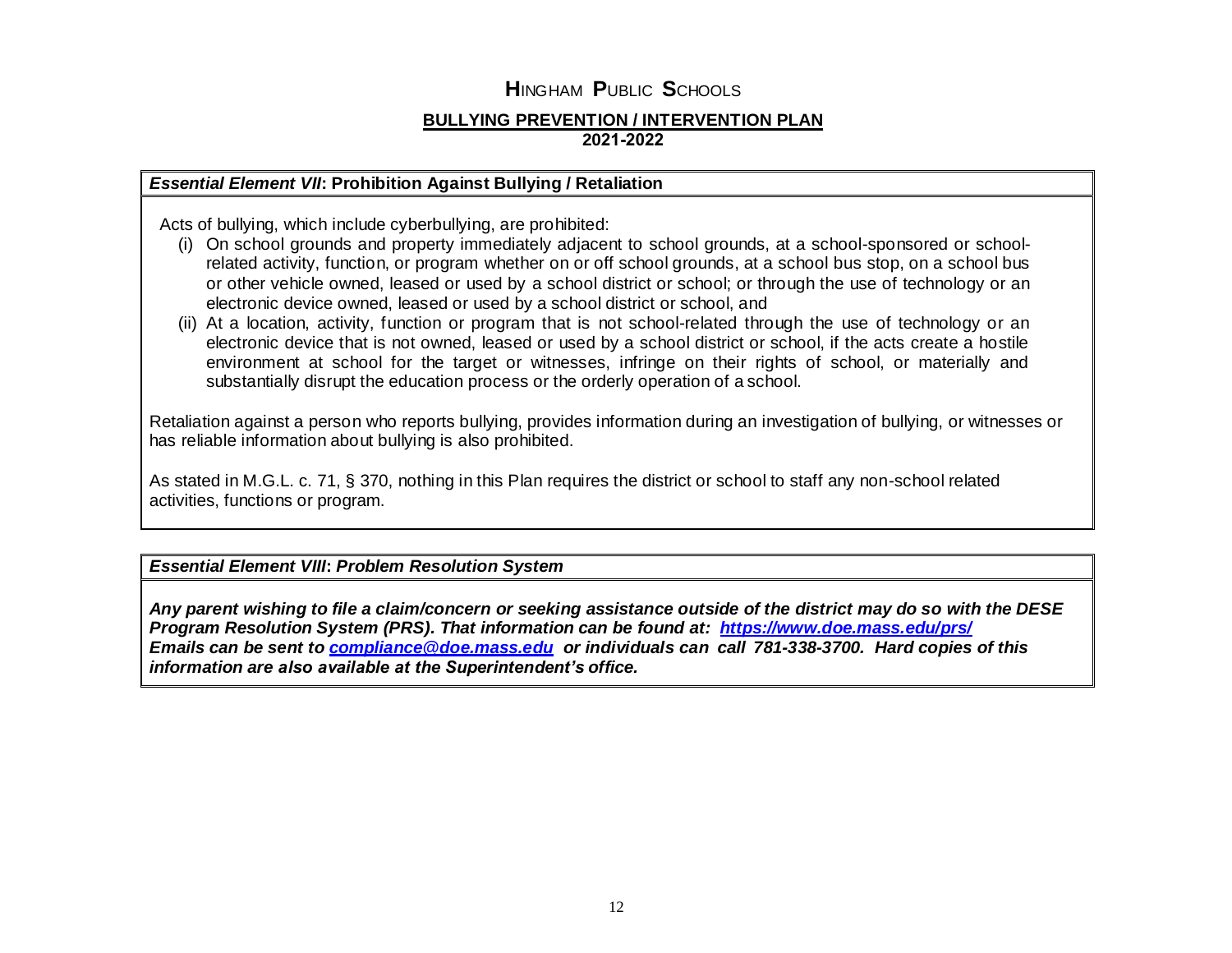# HINGHAM PUBLIC SCHOOLS

## BULLYING PREVENTION / INTERVENTION PLAN

**2021-2022**

### *Essential Element VII*: Prohibition Against Bullying / Retaliation

Acts of bullying, which include cyberbullying, are prohibited:

(i) On school grounds and property immediately adjacent to school grounds, at a school-sponsored or school-related activity, function, or program whether on or off school grounds, at a school bus stop, on a school bus or other vehicle owned, leased or used by a school district or school; or through the use of technology or an electronic device owned, leased or used by a school district or school, and

(ii) At a location, activity, function or program that is not school-related through the use of technology or an electronic device that is not owned, leased or used by a school district or school, if the acts create a hostile environment at school for the target or witnesses, infringe on their rights of school, or materially and substantially disrupt the education process or the orderly operation of a school.

Retaliation against a person who reports bullying, provides information during an investigation of bullying, or witnesses or has reliable information about bullying is also prohibited.

As stated in M.G.L. c. 71, § 370, nothing in this Plan requires the district or school to staff any non-school related activities, functions or program.

### *Essential Element VIII: Problem Resolution System*

***Any parent wishing to file a claim/concern or seeking assistance outside of the district may do so with the DESE Program Resolution System (PRS). That information can be found at: [https://www.doe.mass.edu/prs/](https://www.doe.mass.edu/prs/)***
***Emails can be sent to [compliance@doe.mass.edu](mailto:compliance@doe.mass.edu) or individuals can call 781-338-3700. Hard copies of this information are also available at the Superintendent's office.***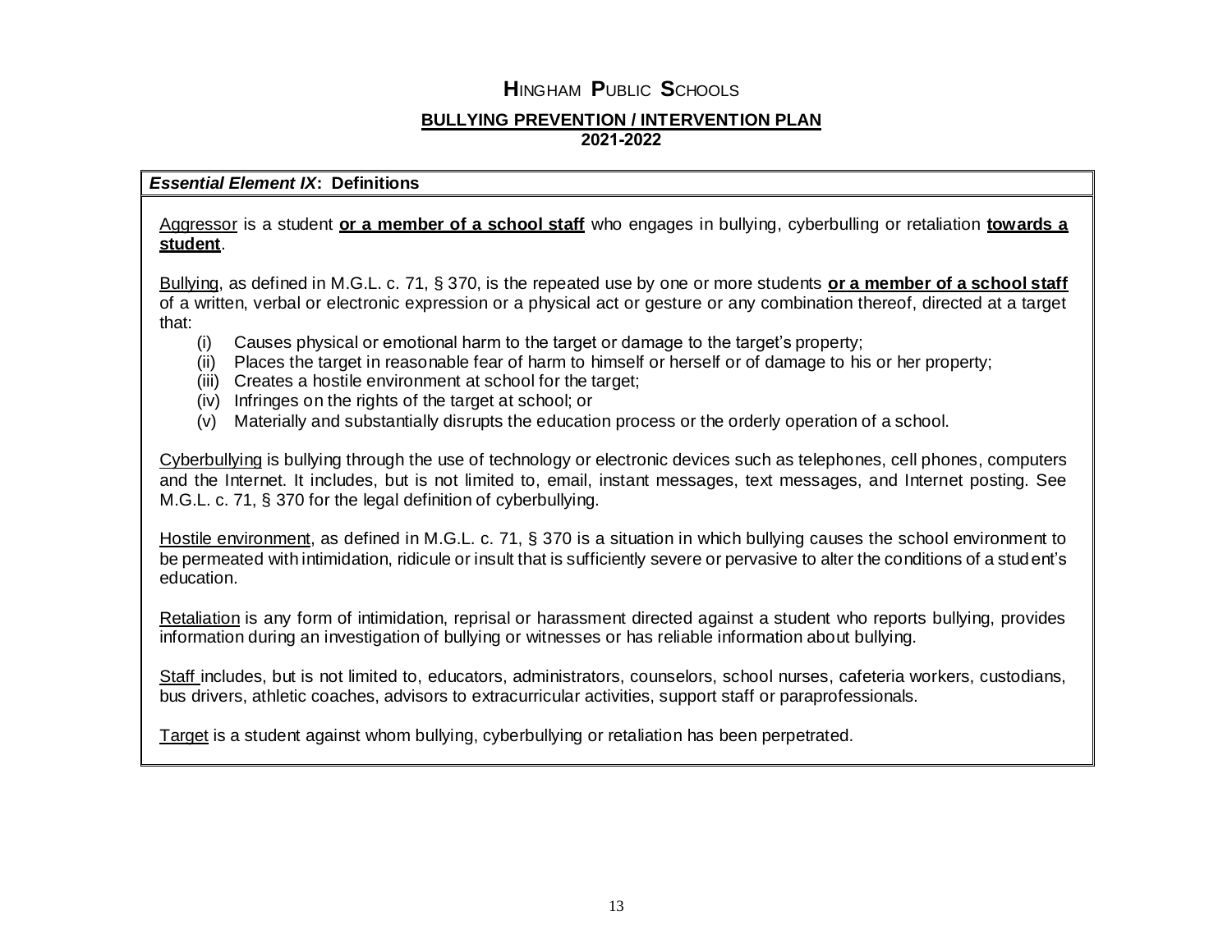# HINGHAM PUBLIC SCHOOLS

## BULLYING PREVENTION / INTERVENTION PLAN

**2021-2022**

***Essential Element IX*: Definitions**

Aggressor is a student **or a member of a school staff** who engages in bullying, cyberbulling or retaliation **towards a student**.

Bullying, as defined in M.G.L. c. 71, § 370, is the repeated use by one or more students **or a member of a school staff** of a written, verbal or electronic expression or a physical act or gesture or any combination thereof, directed at a target that:

(i) Causes physical or emotional harm to the target or damage to the target's property;
(ii) Places the target in reasonable fear of harm to himself or herself or of damage to his or her property;
(iii) Creates a hostile environment at school for the target;
(iv) Infringes on the rights of the target at school; or
(v) Materially and substantially disrupts the education process or the orderly operation of a school.

Cyberbullying is bullying through the use of technology or electronic devices such as telephones, cell phones, computers and the Internet. It includes, but is not limited to, email, instant messages, text messages, and Internet posting. See M.G.L. c. 71, § 370 for the legal definition of cyberbullying.

Hostile environment, as defined in M.G.L. c. 71, § 370 is a situation in which bullying causes the school environment to be permeated with intimidation, ridicule or insult that is sufficiently severe or pervasive to alter the conditions of a student's education.

Retaliation is any form of intimidation, reprisal or harassment directed against a student who reports bullying, provides information during an investigation of bullying or witnesses or has reliable information about bullying.

Staff includes, but is not limited to, educators, administrators, counselors, school nurses, cafeteria workers, custodians, bus drivers, athletic coaches, advisors to extracurricular activities, support staff or paraprofessionals.

Target is a student against whom bullying, cyberbullying or retaliation has been perpetrated.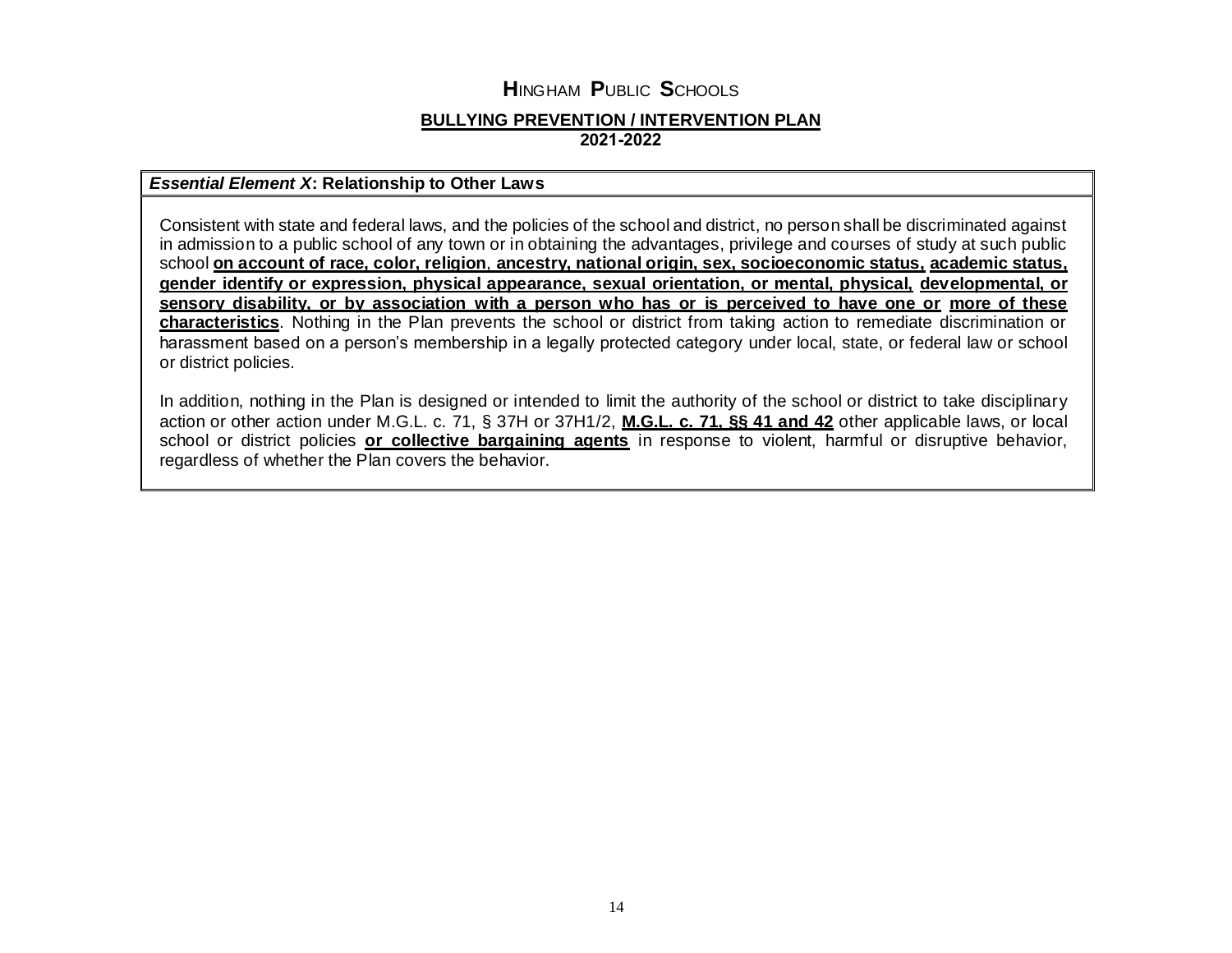# HINGHAM PUBLIC SCHOOLS

## BULLYING PREVENTION / INTERVENTION PLAN

**2021-2022**

***Essential Element X*: Relationship to Other Laws**

Consistent with state and federal laws, and the policies of the school and district, no person shall be discriminated against in admission to a public school of any town or in obtaining the advantages, privilege and courses of study at such public school **on account of race, color, religion**, **ancestry, national origin, sex, socioeconomic status, academic status, gender identify or expression, physical appearance, sexual orientation, or mental, physical, developmental, or sensory disability, or by association with a person who has or is perceived to have one or more of these characteristics**. Nothing in the Plan prevents the school or district from taking action to remediate discrimination or harassment based on a person's membership in a legally protected category under local, state, or federal law or school or district policies.

In addition, nothing in the Plan is designed or intended to limit the authority of the school or district to take disciplinary action or other action under M.G.L. c. 71, § 37H or 37H1/2, **M.G.L. c. 71, §§ 41 and 42** other applicable laws, or local school or district policies **or collective bargaining agents** in response to violent, harmful or disruptive behavior, regardless of whether the Plan covers the behavior.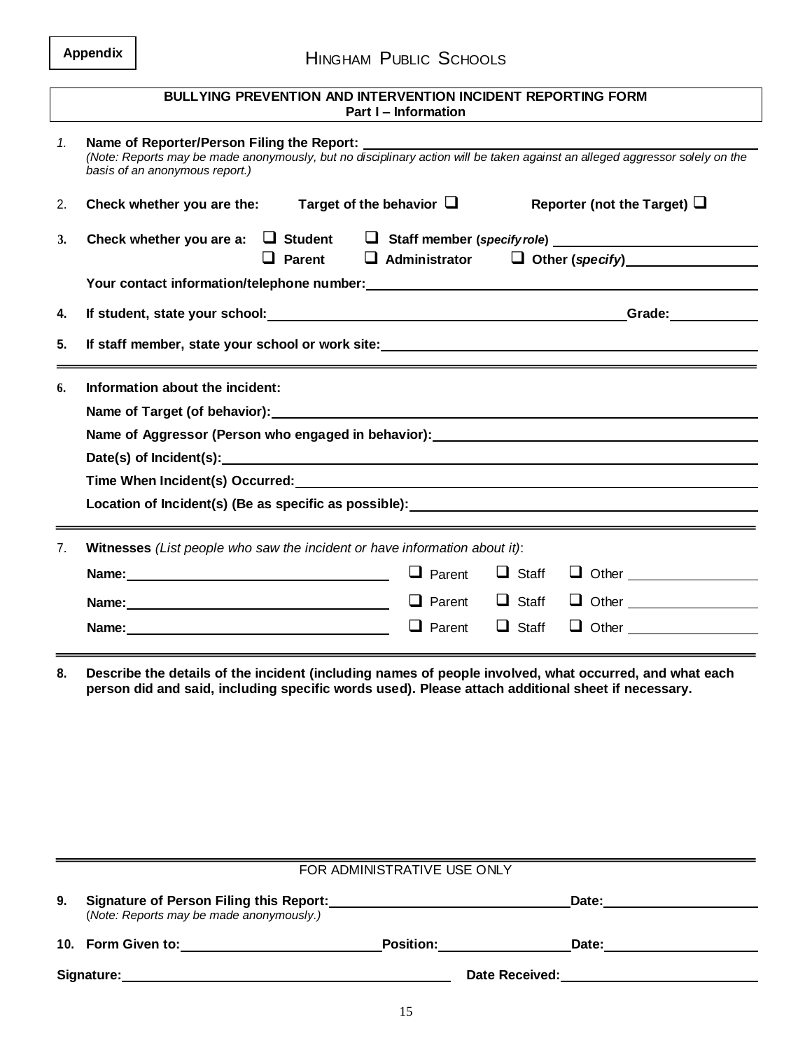**Appendix**

# HINGHAM PUBLIC SCHOOLS

## BULLYING PREVENTION AND INTERVENTION INCIDENT REPORTING FORM
### Part I – Information

1. **Name of Reporter/Person Filing the Report:** ____________________
   *(Note: Reports may be made anonymously, but no disciplinary action will be taken against an alleged aggressor solely on the basis of an anonymous report.)*

2. **Check whether you are the:** **Target of the behavior** ☐ **Reporter (not the Target)** ☐

3. **Check whether you are a:** ☐ **Student** ☐ **Staff member (*specify role*)** ____________________
   ☐ **Parent** ☐ **Administrator** ☐ **Other (*specify*)** ____________________

   **Your contact information/telephone number:** ____________________

4. **If student, state your school:** ____________________ **Grade:** __________

5. **If staff member, state your school or work site:** ____________________

6. **Information about the incident:**

   **Name of Target (of behavior):** ____________________

   **Name of Aggressor (Person who engaged in behavior):** ____________________

   **Date(s) of Incident(s):** ____________________

   **Time When Incident(s) Occurred:** ____________________

   **Location of Incident(s) (Be as specific as possible):** ____________________

7. **Witnesses** *(List people who saw the incident or have information about it)*:

   **Name:** ____________________ ☐ Parent ☐ Staff ☐ Other __________

   **Name:** ____________________ ☐ Parent ☐ Staff ☐ Other __________

   **Name:** ____________________ ☐ Parent ☐ Staff ☐ Other __________

8. **Describe the details of the incident (including names of people involved, what occurred, and what each person did and said, including specific words used). Please attach additional sheet if necessary.**

FOR ADMINISTRATIVE USE ONLY

9. **Signature of Person Filing this Report:** ____________________ **Date:** __________
   (*Note: Reports may be made anonymously.)*

10. **Form Given to:** ____________________ **Position:** __________ **Date:** __________

**Signature:** ____________________ **Date Received:** ____________________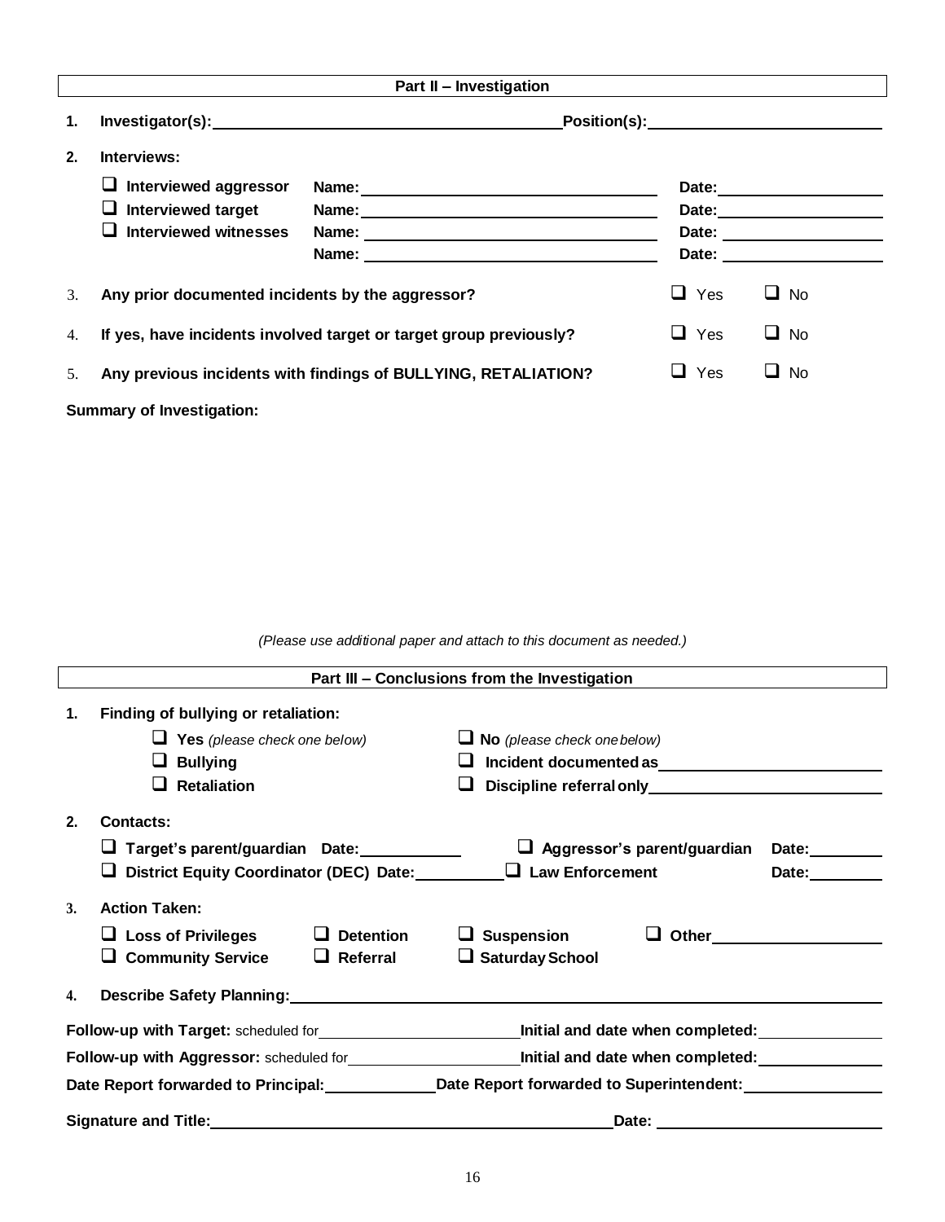## Part II – Investigation

1. **Investigator(s):** ______________________ **Position(s):** ______________________

2. **Interviews:**

   ☐ **Interviewed aggressor** **Name:** ______________________ **Date:** ____________

   ☐ **Interviewed target** **Name:** ______________________ **Date:** ____________

   ☐ **Interviewed witnesses** **Name:** ______________________ **Date:** ____________

   **Name:** ______________________ **Date:** ____________

3. **Any prior documented incidents by the aggressor?** ☐ Yes ☐ No

4. **If yes, have incidents involved target or target group previously?** ☐ Yes ☐ No

5. **Any previous incidents with findings of BULLYING, RETALIATION?** ☐ Yes ☐ No

**Summary of Investigation:**

*(Please use additional paper and attach to this document as needed.)*

## Part III – Conclusions from the Investigation

1. **Finding of bullying or retaliation:**

   ☐ **Yes** *(please check one below)*
   - ☐ **Bullying**
   - ☐ **Retaliation**

   ☐ **No** *(please check one below)*
   - ☐ **Incident documented as** ______________________
   - ☐ **Discipline referral only** ______________________

2. **Contacts:**

   ☐ **Target's parent/guardian Date:** ____________ ☐ **Aggressor's parent/guardian Date:** ____________

   ☐ **District Equity Coordinator (DEC) Date:** ____________ ☐ **Law Enforcement Date:** ____________

3. **Action Taken:**

   ☐ **Loss of Privileges** ☐ **Detention** ☐ **Suspension** ☐ **Other** ______________

   ☐ **Community Service** ☐ **Referral** ☐ **Saturday School**

4. **Describe Safety Planning:** ______________________________________________

**Follow-up with Target:** scheduled for ______________ **Initial and date when completed:** ______________

**Follow-up with Aggressor:** scheduled for ______________ **Initial and date when completed:** ______________

**Date Report forwarded to Principal:** ______________ **Date Report forwarded to Superintendent:** ______________

**Signature and Title:** ______________________________ **Date:** ______________